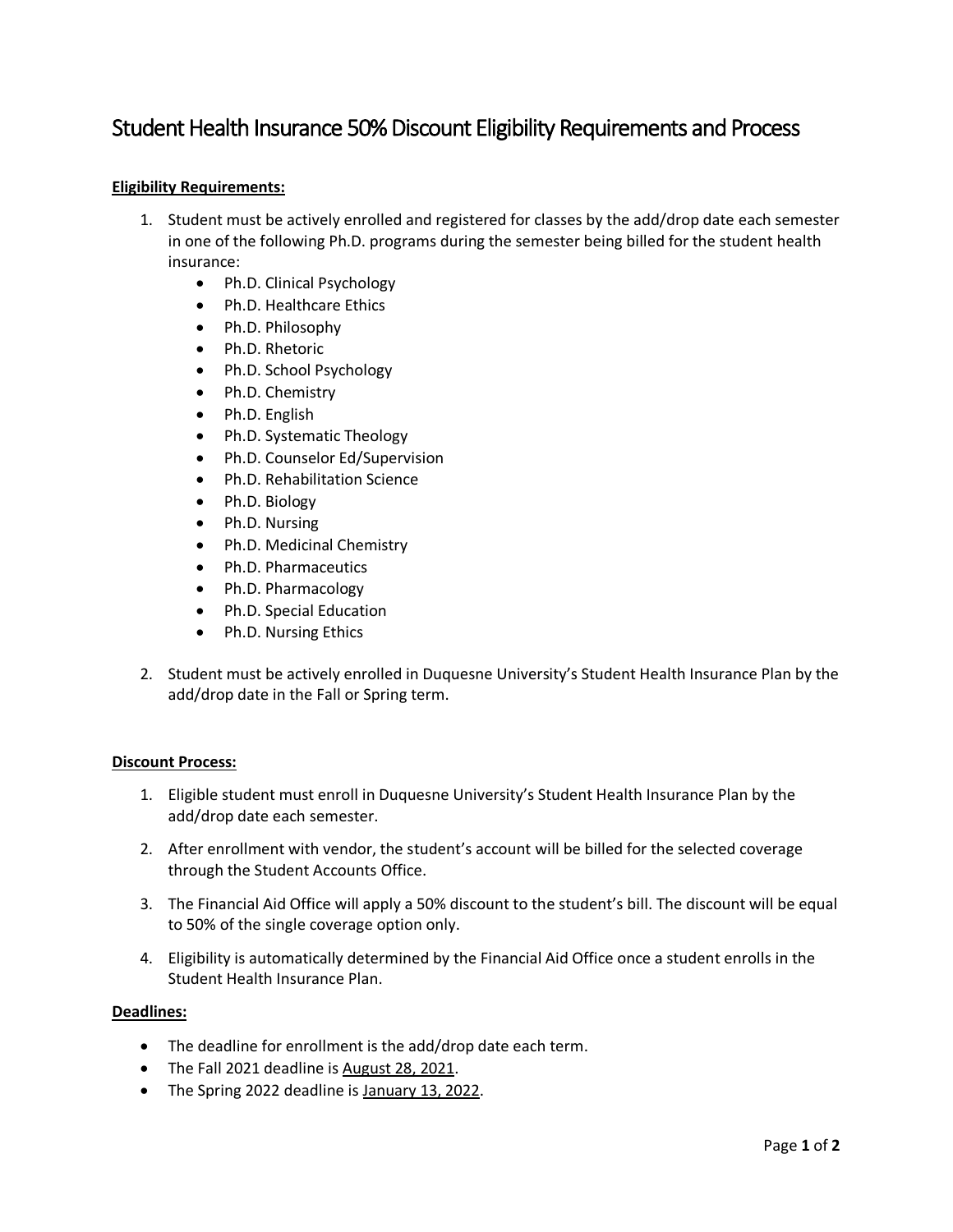# Student Health Insurance 50% Discount Eligibility Requirements and Process

**Eligibility Requirements:**

1. Student must be actively enrolled and registered for classes by the add/drop date each semester in one of the following Ph.D. programs during the semester being billed for the student health insurance:
    - Ph.D. Clinical Psychology
    - Ph.D. Healthcare Ethics
    - Ph.D. Philosophy
    - Ph.D. Rhetoric
    - Ph.D. School Psychology
    - Ph.D. Chemistry
    - Ph.D. English
    - Ph.D. Systematic Theology
    - Ph.D. Counselor Ed/Supervision
    - Ph.D. Rehabilitation Science
    - Ph.D. Biology
    - Ph.D. Nursing
    - Ph.D. Medicinal Chemistry
    - Ph.D. Pharmaceutics
    - Ph.D. Pharmacology
    - Ph.D. Special Education
    - Ph.D. Nursing Ethics

2. Student must be actively enrolled in Duquesne University's Student Health Insurance Plan by the add/drop date in the Fall or Spring term.

**Discount Process:**

1. Eligible student must enroll in Duquesne University's Student Health Insurance Plan by the add/drop date each semester.

2. After enrollment with vendor, the student's account will be billed for the selected coverage through the Student Accounts Office.

3. The Financial Aid Office will apply a 50% discount to the student's bill. The discount will be equal to 50% of the single coverage option only.

4. Eligibility is automatically determined by the Financial Aid Office once a student enrolls in the Student Health Insurance Plan.

**Deadlines:**

- The deadline for enrollment is the add/drop date each term.
- The Fall 2021 deadline is August 28, 2021.
- The Spring 2022 deadline is January 13, 2022.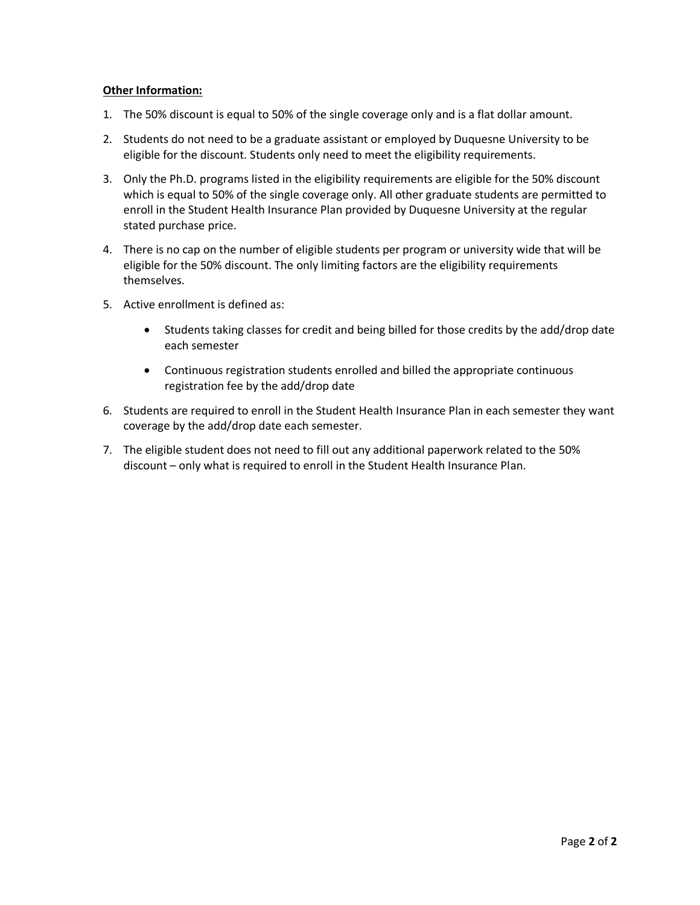**Other Information:**

1. The 50% discount is equal to 50% of the single coverage only and is a flat dollar amount.
2. Students do not need to be a graduate assistant or employed by Duquesne University to be eligible for the discount. Students only need to meet the eligibility requirements.
3. Only the Ph.D. programs listed in the eligibility requirements are eligible for the 50% discount which is equal to 50% of the single coverage only. All other graduate students are permitted to enroll in the Student Health Insurance Plan provided by Duquesne University at the regular stated purchase price.
4. There is no cap on the number of eligible students per program or university wide that will be eligible for the 50% discount. The only limiting factors are the eligibility requirements themselves.
5. Active enrollment is defined as:
    - Students taking classes for credit and being billed for those credits by the add/drop date each semester
    - Continuous registration students enrolled and billed the appropriate continuous registration fee by the add/drop date
6. Students are required to enroll in the Student Health Insurance Plan in each semester they want coverage by the add/drop date each semester.
7. The eligible student does not need to fill out any additional paperwork related to the 50% discount – only what is required to enroll in the Student Health Insurance Plan.